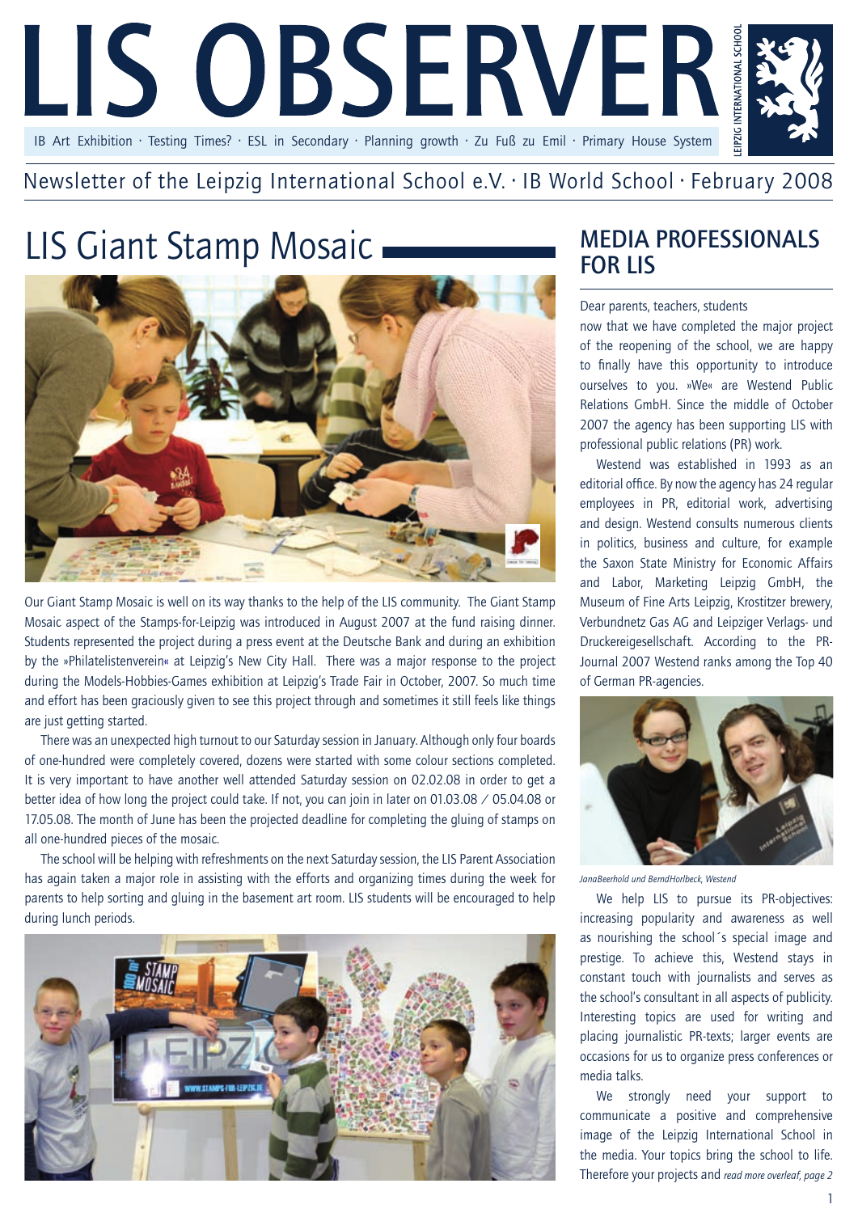# LIS OBSERVER

IB Art Exhibition · Testing Times? · ESL in Secondary · Planning growth · Zu Fuß zu Emil · Primary House System

Newsletter of the Leipzig International School e.V. · IB World School · February 2008

## LIS Giant Stamp Mosaic

Our Giant Stamp Mosaic is well on its way thanks to the help of the LIS community. The Giant Stamp Mosaic aspect of the Stamps-for-Leipzig was introduced in August 2007 at the fund raising dinner. Students represented the project during a press event at the Deutsche Bank and during an exhibition by the »Philatelistenverein« at Leipzig's New City Hall. There was a major response to the project during the Models-Hobbies-Games exhibition at Leipzig's Trade Fair in October, 2007. So much time and effort has been graciously given to see this project through and sometimes it still feels like things are just getting started.

There was an unexpected high turnout to our Saturday session in January. Although only four boards of one-hundred were completely covered, dozens were started with some colour sections completed. It is very important to have another well attended Saturday session on 02.02.08 in order to get a better idea of how long the project could take. If not, you can join in later on 01.03.08 / 05.04.08 or 17.05.08. The month of June has been the projected deadline for completing the gluing of stamps on all one-hundred pieces of the mosaic.

The school will be helping with refreshments on the next Saturday session, the LIS Parent Association has again taken a major role in assisting with the efforts and organizing times during the week for parents to help sorting and gluing in the basement art room. LIS students will be encouraged to help during lunch periods.

## MEDIA PROFESSIONALS FOR LIS

Dear parents, teachers, students

now that we have completed the major project of the reopening of the school, we are happy to finally have this opportunity to introduce ourselves to you. »We« are Westend Public Relations GmbH. Since the middle of October 2007 the agency has been supporting LIS with professional public relations (PR) work.

Westend was established in 1993 as an editorial office. By now the agency has 24 regular employees in PR, editorial work, advertising and design. Westend consults numerous clients in politics, business and culture, for example the Saxon State Ministry for Economic Affairs and Labor, Marketing Leipzig GmbH, the Museum of Fine Arts Leipzig, Krostitzer brewery, Verbundnetz Gas AG and Leipziger Verlags- und Druckereigesellschaft. According to the PR-Journal 2007 Westend ranks among the Top 40 of German PR-agencies.

*JanaBeerhold und BerndHorlbeck, Westend*

We help LIS to pursue its PR-objectives: increasing popularity and awareness as well as nourishing the school´s special image and prestige. To achieve this, Westend stays in constant touch with journalists and serves as the school's consultant in all aspects of publicity. Interesting topics are used for writing and placing journalistic PR-texts; larger events are occasions for us to organize press conferences or media talks.

We strongly need your support to communicate a positive and comprehensive image of the Leipzig International School in the media. Your topics bring the school to life. Therefore your projects and *read more overleaf, page 2*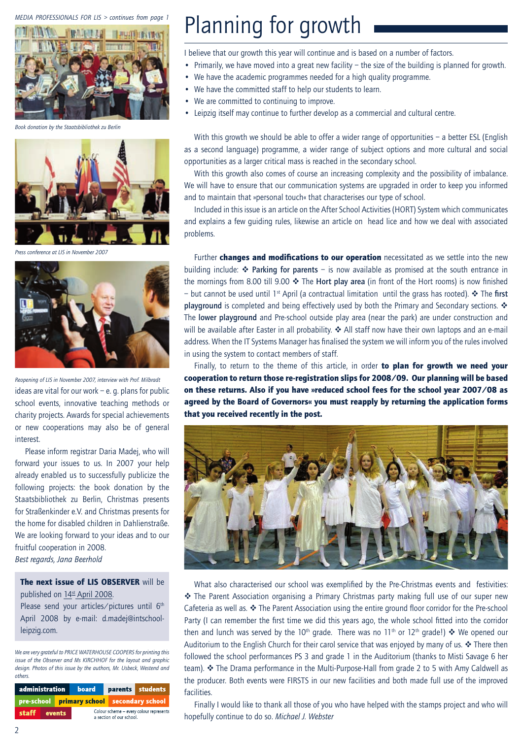*MEDIA PROFESSIONALS FOR LIS > continues from page 1*

*Book donation by the Staatsbibliothek zu Berlin*

*Press conference at LIS in November 2007*

*Reopening of LIS in November 2007, interview with Prof. Milbradt*

ideas are vital for our work – e. g. plans for public school events, innovative teaching methods or charity projects. Awards for special achievements or new cooperations may also be of general interest.

Please inform registrar Daria Madej, who will forward your issues to us. In 2007 your help already enabled us to successfully publicize the following projects: the book donation by the Staatsbibliothek zu Berlin, Christmas presents for Straßenkinder e.V. and Christmas presents for the home for disabled children in Dahlienstraße. We are looking forward to your ideas and to our fruitful cooperation in 2008.

*Best regards, Jana Beerhold*

**The next issue of LIS OBSERVER** will be published on 14th April 2008.
Please send your articles/pictures until 6th April 2008 by e-mail: d.madej@intschool-leipzig.com.

*We are very grateful to PRICE WATERHOUSE COOPERS for printing this issue of the Observer and Ms KIRCHHOF for the layout and graphic design. Photos of this issue by the authors, Mr. Usbeck, Westend and others.*

| administration | board | parents | students |
|---|---|---|---|
| pre-school | primary school | secondary school | |
| staff | events | Colour scheme – every colour represents a section of our school. | |

# Planning for growth

I believe that our growth this year will continue and is based on a number of factors.

- Primarily, we have moved into a great new facility – the size of the building is planned for growth.
- We have the academic programmes needed for a high quality programme.
- We have the committed staff to help our students to learn.
- We are committed to continuing to improve.
- Leipzig itself may continue to further develop as a commercial and cultural centre.

With this growth we should be able to offer a wider range of opportunities – a better ESL (English as a second language) programme, a wider range of subject options and more cultural and social opportunities as a larger critical mass is reached in the secondary school.

With this growth also comes of course an increasing complexity and the possibility of imbalance. We will have to ensure that our communication systems are upgraded in order to keep you informed and to maintain that »personal touch« that characterises our type of school.

Included in this issue is an article on the After School Activities (HORT) System which communicates and explains a few guiding rules, likewise an article on head lice and how we deal with associated problems.

Further **changes and modifications to our operation** necessitated as we settle into the new building include: ❖ **Parking for parents** – is now available as promised at the south entrance in the mornings from 8.00 till 9.00 ❖ The **Hort play area** (in front of the Hort rooms) is now finished – but cannot be used until 1st April (a contractual limitation until the grass has rooted). ❖ The **first playground** is completed and being effectively used by both the Primary and Secondary sections. ❖ The **lower playground** and Pre-school outside play area (near the park) are under construction and will be available after Easter in all probability. ❖ All staff now have their own laptops and an e-mail address. When the IT Systems Manager has finalised the system we will inform you of the rules involved in using the system to contact members of staff.

Finally, to return to the theme of this article, in order **to plan for growth we need your cooperation to return those re-registration slips for 2008/09. Our planning will be based on these returns. Also if you have »reduced school fees for the school year 2007/08 as agreed by the Board of Governors« you must reapply by returning the application forms that you received recently in the post.**

What also characterised our school was exemplified by the Pre-Christmas events and festivities: ❖ The Parent Association organising a Primary Christmas party making full use of our super new Cafeteria as well as. ❖ The Parent Association using the entire ground floor corridor for the Pre-school Party (I can remember the first time we did this years ago, the whole school fitted into the corridor then and lunch was served by the 10th grade. There was no 11th or 12th grade!) ❖ We opened our Auditorium to the English Church for their carol service that was enjoyed by many of us. ❖ There then followed the school performances PS 3 and grade 1 in the Auditorium (thanks to Misti Savage 6 her team). ❖ The Drama performance in the Multi-Purpose-Hall from grade 2 to 5 with Amy Caldwell as the producer. Both events were FIRSTS in our new facilities and both made full use of the improved facilities.

Finally I would like to thank all those of you who have helped with the stamps project and who will hopefully continue to do so. *Michael J. Webster*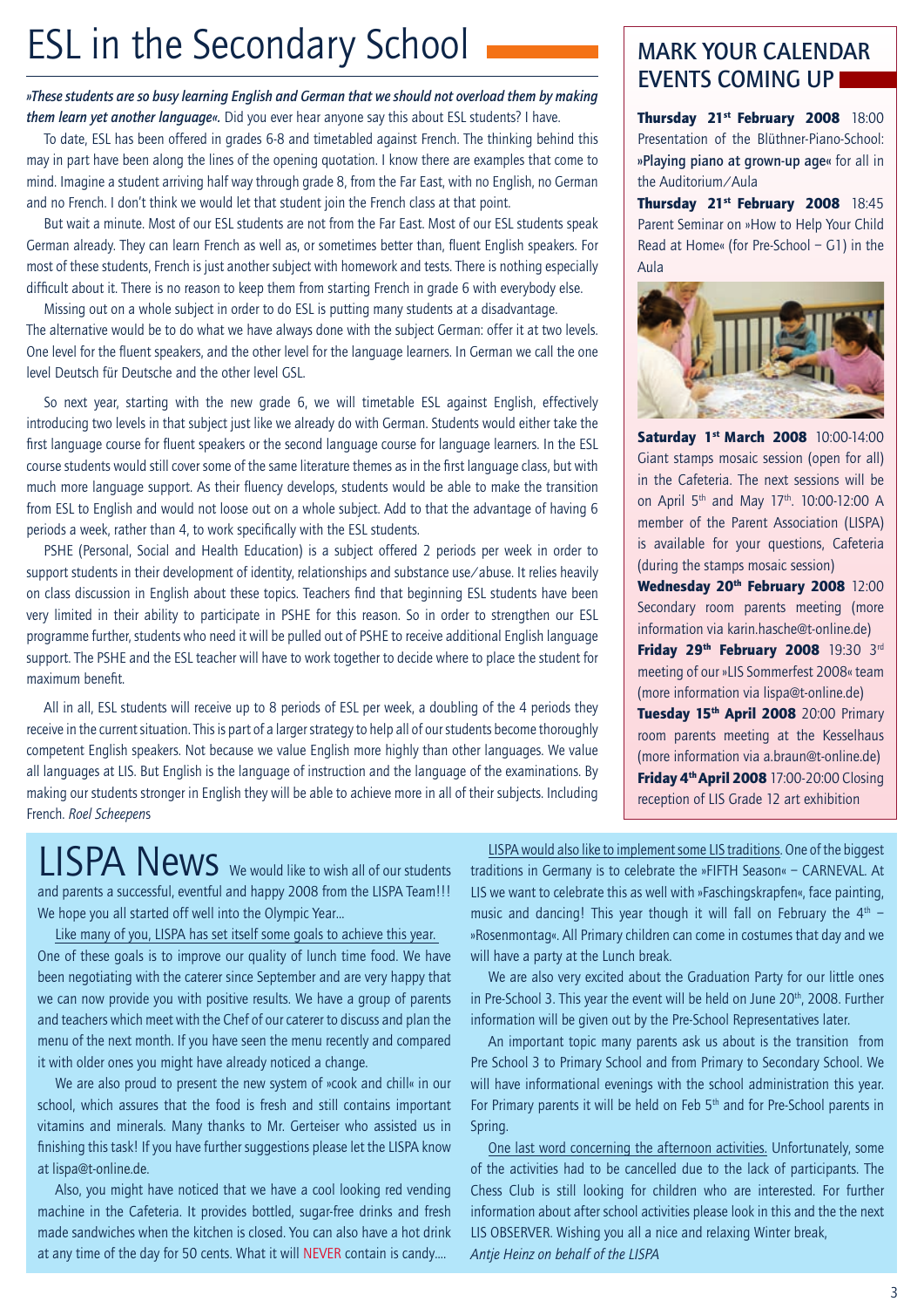# ESL in the Secondary School

***»These students are so busy learning English and German that we should not overload them by making them learn yet another language«.*** Did you ever hear anyone say this about ESL students? I have.

To date, ESL has been offered in grades 6-8 and timetabled against French. The thinking behind this may in part have been along the lines of the opening quotation. I know there are examples that come to mind. Imagine a student arriving half way through grade 8, from the Far East, with no English, no German and no French. I don't think we would let that student join the French class at that point.

But wait a minute. Most of our ESL students are not from the Far East. Most of our ESL students speak German already. They can learn French as well as, or sometimes better than, fluent English speakers. For most of these students, French is just another subject with homework and tests. There is nothing especially difficult about it. There is no reason to keep them from starting French in grade 6 with everybody else.

Missing out on a whole subject in order to do ESL is putting many students at a disadvantage.
The alternative would be to do what we have always done with the subject German: offer it at two levels. One level for the fluent speakers, and the other level for the language learners. In German we call the one level Deutsch für Deutsche and the other level GSL.

So next year, starting with the new grade 6, we will timetable ESL against English, effectively introducing two levels in that subject just like we already do with German. Students would either take the first language course for fluent speakers or the second language course for language learners. In the ESL course students would still cover some of the same literature themes as in the first language class, but with much more language support. As their fluency develops, students would be able to make the transition from ESL to English and would not loose out on a whole subject. Add to that the advantage of having 6 periods a week, rather than 4, to work specifically with the ESL students.

PSHE (Personal, Social and Health Education) is a subject offered 2 periods per week in order to support students in their development of identity, relationships and substance use/abuse. It relies heavily on class discussion in English about these topics. Teachers find that beginning ESL students have been very limited in their ability to participate in PSHE for this reason. So in order to strengthen our ESL programme further, students who need it will be pulled out of PSHE to receive additional English language support. The PSHE and the ESL teacher will have to work together to decide where to place the student for maximum benefit.

All in all, ESL students will receive up to 8 periods of ESL per week, a doubling of the 4 periods they receive in the current situation. This is part of a larger strategy to help all of our students become thoroughly competent English speakers. Not because we value English more highly than other languages. We value all languages at LIS. But English is the language of instruction and the language of the examinations. By making our students stronger in English they will be able to achieve more in all of their subjects. Including French. *Roel Scheepens*

## MARK YOUR CALENDAR EVENTS COMING UP

**Thursday 21st February 2008** 18:00 Presentation of the Blüthner-Piano-School: »Playing piano at grown-up age« for all in the Auditorium/Aula

**Thursday 21st February 2008** 18:45 Parent Seminar on »How to Help Your Child Read at Home« (for Pre-School – G1) in the Aula

**Saturday 1st March 2008** 10:00-14:00 Giant stamps mosaic session (open for all) in the Cafeteria. The next sessions will be on April 5th and May 17th. 10:00-12:00 A member of the Parent Association (LISPA) is available for your questions, Cafeteria (during the stamps mosaic session)

**Wednesday 20th February 2008** 12:00 Secondary room parents meeting (more information via karin.hasche@t-online.de)

**Friday 29th February 2008** 19:30 3rd meeting of our »LIS Sommerfest 2008« team (more information via lispa@t-online.de)

**Tuesday 15th April 2008** 20:00 Primary room parents meeting at the Kesselhaus (more information via a.braun@t-online.de)

**Friday 4th April 2008** 17:00-20:00 Closing reception of LIS Grade 12 art exhibition

# LISPA News

We would like to wish all of our students and parents a successful, eventful and happy 2008 from the LISPA Team!!! We hope you all started off well into the Olympic Year...

Like many of you, LISPA has set itself some goals to achieve this year. One of these goals is to improve our quality of lunch time food. We have been negotiating with the caterer since September and are very happy that we can now provide you with positive results. We have a group of parents and teachers which meet with the Chef of our caterer to discuss and plan the menu of the next month. If you have seen the menu recently and compared it with older ones you might have already noticed a change.

We are also proud to present the new system of »cook and chill« in our school, which assures that the food is fresh and still contains important vitamins and minerals. Many thanks to Mr. Gerteiser who assisted us in finishing this task! If you have further suggestions please let the LISPA know at lispa@t-online.de.

Also, you might have noticed that we have a cool looking red vending machine in the Cafeteria. It provides bottled, sugar-free drinks and fresh made sandwiches when the kitchen is closed. You can also have a hot drink at any time of the day for 50 cents. What it will NEVER contain is candy....

LISPA would also like to implement some LIS traditions. One of the biggest traditions in Germany is to celebrate the »FIFTH Season« – CARNEVAL. At LIS we want to celebrate this as well with »Faschingskrapfen«, face painting, music and dancing! This year though it will fall on February the 4th – »Rosenmontag«. All Primary children can come in costumes that day and we will have a party at the Lunch break.

We are also very excited about the Graduation Party for our little ones in Pre-School 3. This year the event will be held on June 20th, 2008. Further information will be given out by the Pre-School Representatives later.

An important topic many parents ask us about is the transition from Pre School 3 to Primary School and from Primary to Secondary School. We will have informational evenings with the school administration this year. For Primary parents it will be held on Feb 5th and for Pre-School parents in Spring.

One last word concerning the afternoon activities. Unfortunately, some of the activities had to be cancelled due to the lack of participants. The Chess Club is still looking for children who are interested. For further information about after school activities please look in this and the the next LIS OBSERVER. Wishing you all a nice and relaxing Winter break,
*Antje Heinz on behalf of the LISPA*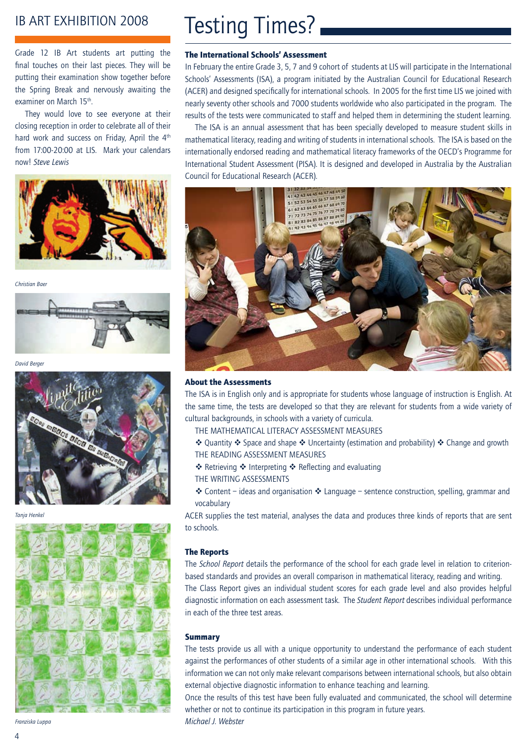# IB ART EXHIBITION 2008

Grade 12 IB Art students art putting the final touches on their last pieces. They will be putting their examination show together before the Spring Break and nervously awaiting the examiner on March 15th.

They would love to see everyone at their closing reception in order to celebrate all of their hard work and success on Friday, April the 4th from 17:00-20:00 at LIS. Mark your calendars now! *Steve Lewis*

*Christian Baer*

*David Berger*

*Tanja Henkel*

*Franziska Luppa*

# Testing Times?

### The International Schools' Assessment

In February the entire Grade 3, 5, 7 and 9 cohort of students at LIS will participate in the International Schools' Assessments (ISA), a program initiated by the Australian Council for Educational Research (ACER) and designed specifically for international schools. In 2005 for the first time LIS we joined with nearly seventy other schools and 7000 students worldwide who also participated in the program. The results of the tests were communicated to staff and helped them in determining the student learning.

The ISA is an annual assessment that has been specially developed to measure student skills in mathematical literacy, reading and writing of students in international schools. The ISA is based on the internationally endorsed reading and mathematical literacy frameworks of the OECD's Programme for International Student Assessment (PISA). It is designed and developed in Australia by the Australian Council for Educational Research (ACER).

### About the Assessments

The ISA is in English only and is appropriate for students whose language of instruction is English. At the same time, the tests are developed so that they are relevant for students from a wide variety of cultural backgrounds, in schools with a variety of curricula.

THE MATHEMATICAL LITERACY ASSESSMENT MEASURES

❖ Quantity ❖ Space and shape ❖ Uncertainty (estimation and probability) ❖ Change and growth

THE READING ASSESSMENT MEASURES

❖ Retrieving ❖ Interpreting ❖ Reflecting and evaluating

THE WRITING ASSESSMENTS

❖ Content – ideas and organisation ❖ Language – sentence construction, spelling, grammar and vocabulary

ACER supplies the test material, analyses the data and produces three kinds of reports that are sent to schools.

### The Reports

The *School Report* details the performance of the school for each grade level in relation to criterion-based standards and provides an overall comparison in mathematical literacy, reading and writing. The Class Report gives an individual student scores for each grade level and also provides helpful diagnostic information on each assessment task. The *Student Report* describes individual performance in each of the three test areas.

### Summary

The tests provide us all with a unique opportunity to understand the performance of each student against the performances of other students of a similar age in other international schools. With this information we can not only make relevant comparisons between international schools, but also obtain external objective diagnostic information to enhance teaching and learning.

Once the results of this test have been fully evaluated and communicated, the school will determine whether or not to continue its participation in this program in future years.

*Michael J. Webster*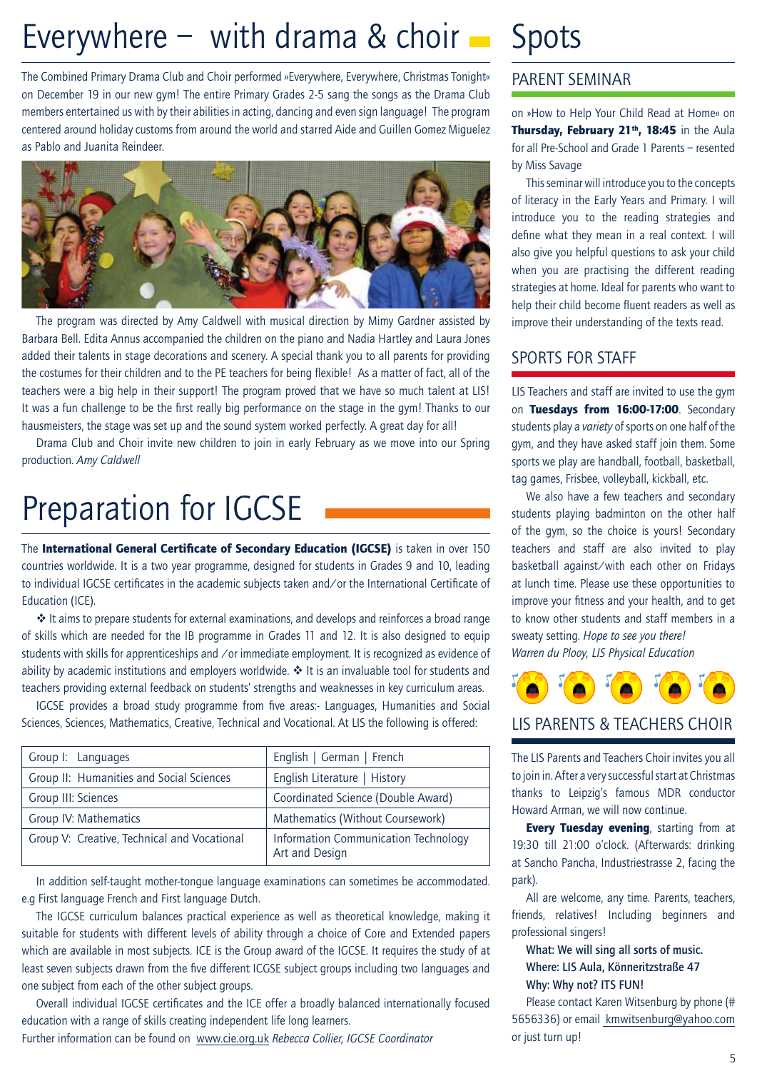# Everywhere – with drama & choir

The Combined Primary Drama Club and Choir performed »Everywhere, Everywhere, Christmas Tonight« on December 19 in our new gym! The entire Primary Grades 2-5 sang the songs as the Drama Club members entertained us with by their abilities in acting, dancing and even sign language! The program centered around holiday customs from around the world and starred Aide and Guillen Gomez Miguelez as Pablo and Juanita Reindeer.

The program was directed by Amy Caldwell with musical direction by Mimy Gardner assisted by Barbara Bell. Edita Annus accompanied the children on the piano and Nadia Hartley and Laura Jones added their talents in stage decorations and scenery. A special thank you to all parents for providing the costumes for their children and to the PE teachers for being flexible! As a matter of fact, all of the teachers were a big help in their support! The program proved that we have so much talent at LIS! It was a fun challenge to be the first really big performance on the stage in the gym! Thanks to our hausmeisters, the stage was set up and the sound system worked perfectly. A great day for all!

Drama Club and Choir invite new children to join in early February as we move into our Spring production. *Amy Caldwell*

# Preparation for IGCSE

The **International General Certificate of Secondary Education (IGCSE)** is taken in over 150 countries worldwide. It is a two year programme, designed for students in Grades 9 and 10, leading to individual IGCSE certificates in the academic subjects taken and/or the International Certificate of Education (ICE).

❖ It aims to prepare students for external examinations, and develops and reinforces a broad range of skills which are needed for the IB programme in Grades 11 and 12. It is also designed to equip students with skills for apprenticeships and /or immediate employment. It is recognized as evidence of ability by academic institutions and employers worldwide. ❖ It is an invaluable tool for students and teachers providing external feedback on students' strengths and weaknesses in key curriculum areas.

IGCSE provides a broad study programme from five areas:- Languages, Humanities and Social Sciences, Sciences, Mathematics, Creative, Technical and Vocational. At LIS the following is offered:

| Group | Subjects |
|---|---|
| Group I: Languages | English \| German \| French |
| Group II: Humanities and Social Sciences | English Literature \| History |
| Group III: Sciences | Coordinated Science (Double Award) |
| Group IV: Mathematics | Mathematics (Without Coursework) |
| Group V: Creative, Technical and Vocational | Information Communication Technology<br>Art and Design |

In addition self-taught mother-tongue language examinations can sometimes be accommodated. e.g First language French and First language Dutch.

The IGCSE curriculum balances practical experience as well as theoretical knowledge, making it suitable for students with different levels of ability through a choice of Core and Extended papers which are available in most subjects. ICE is the Group award of the IGCSE. It requires the study of at least seven subjects drawn from the five different ICGSE subject groups including two languages and one subject from each of the other subject groups.

Overall individual IGCSE certificates and the ICE offer a broadly balanced internationally focused education with a range of skills creating independent life long learners.

Further information can be found on www.cie.org.uk *Rebecca Collier, IGCSE Coordinator*

# Spots

## PARENT SEMINAR

on »How to Help Your Child Read at Home« on **Thursday, February 21th, 18:45** in the Aula for all Pre-School and Grade 1 Parents – resented by Miss Savage

This seminar will introduce you to the concepts of literacy in the Early Years and Primary. I will introduce you to the reading strategies and define what they mean in a real context. I will also give you helpful questions to ask your child when you are practising the different reading strategies at home. Ideal for parents who want to help their child become fluent readers as well as improve their understanding of the texts read.

## SPORTS FOR STAFF

LIS Teachers and staff are invited to use the gym on **Tuesdays from 16:00-17:00**. Secondary students play a *variety* of sports on one half of the gym, and they have asked staff join them. Some sports we play are handball, football, basketball, tag games, Frisbee, volleyball, kickball, etc.

We also have a few teachers and secondary students playing badminton on the other half of the gym, so the choice is yours! Secondary teachers and staff are also invited to play basketball against/with each other on Fridays at lunch time. Please use these opportunities to improve your fitness and your health, and to get to know other students and staff members in a sweaty setting. *Hope to see you there!*
*Warren du Plooy, LIS Physical Education*

## LIS PARENTS & TEACHERS CHOIR

The LIS Parents and Teachers Choir invites you all to join in. After a very successful start at Christmas thanks to Leipzig's famous MDR conductor Howard Arman, we will now continue.

**Every Tuesday evening**, starting from at 19:30 till 21:00 o'clock. (Afterwards: drinking at Sancho Pancha, Industriestrasse 2, facing the park).

All are welcome, any time. Parents, teachers, friends, relatives! Including beginners and professional singers!

**What: We will sing all sorts of music.**
**Where: LIS Aula, Könneritzstraße 47**
**Why: Why not? ITS FUN!**

Please contact Karen Witsenburg by phone (# 5656336) or email kmwitsenburg@yahoo.com or just turn up!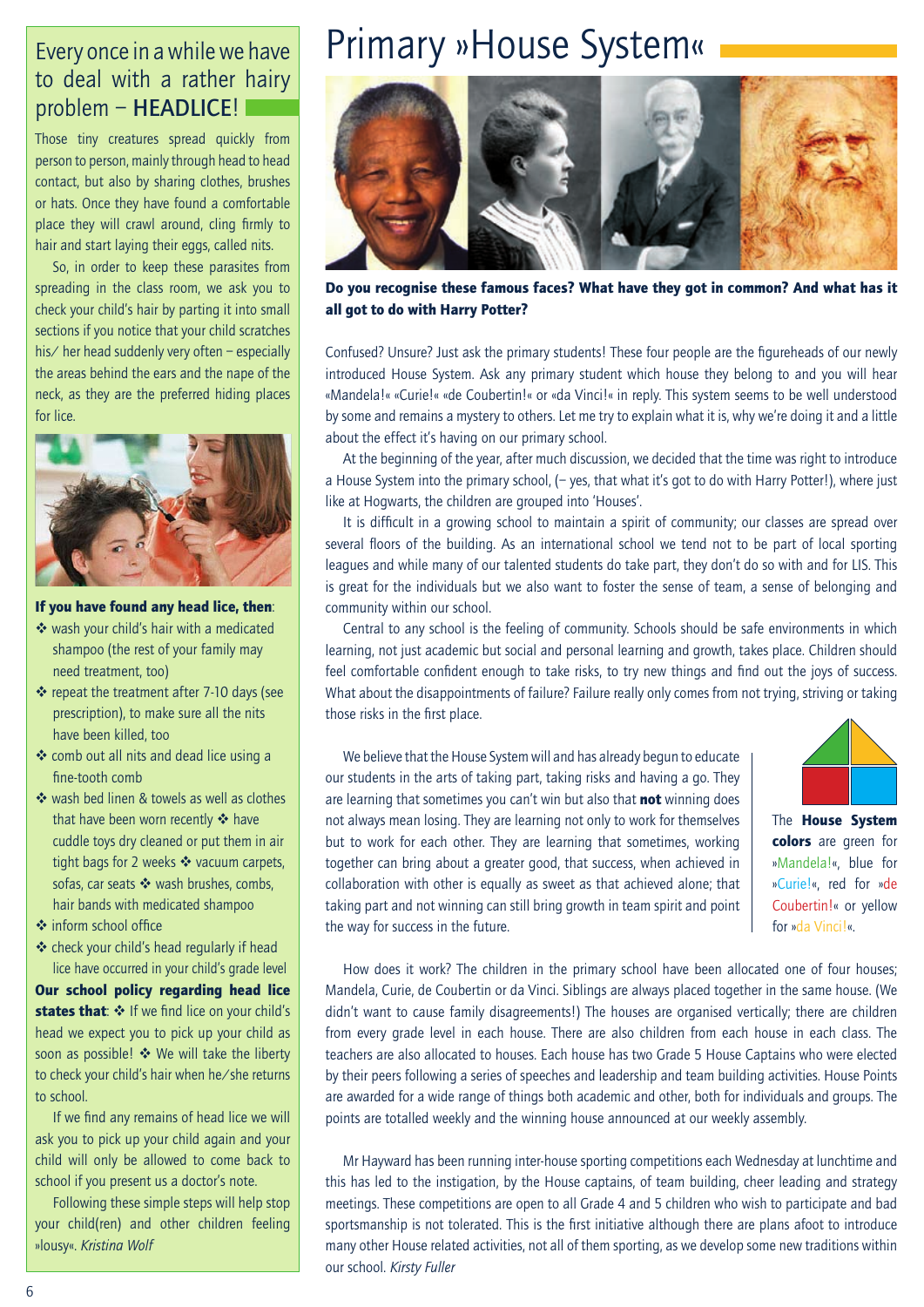# Primary »House System«

**Do you recognise these famous faces? What have they got in common? And what has it all got to do with Harry Potter?**

Confused? Unsure? Just ask the primary students! These four people are the figureheads of our newly introduced House System. Ask any primary student which house they belong to and you will hear «Mandela!« «Curie!« «de Coubertin!« or «da Vinci!« in reply. This system seems to be well understood by some and remains a mystery to others. Let me try to explain what it is, why we're doing it and a little about the effect it's having on our primary school.

At the beginning of the year, after much discussion, we decided that the time was right to introduce a House System into the primary school, (– yes, that what it's got to do with Harry Potter!), where just like at Hogwarts, the children are grouped into 'Houses'.

It is difficult in a growing school to maintain a spirit of community; our classes are spread over several floors of the building. As an international school we tend not to be part of local sporting leagues and while many of our talented students do take part, they don't do so with and for LIS. This is great for the individuals but we also want to foster the sense of team, a sense of belonging and community within our school.

Central to any school is the feeling of community. Schools should be safe environments in which learning, not just academic but social and personal learning and growth, takes place. Children should feel comfortable confident enough to take risks, to try new things and find out the joys of success. What about the disappointments of failure? Failure really only comes from not trying, striving or taking those risks in the first place.

We believe that the House System will and has already begun to educate our students in the arts of taking part, taking risks and having a go. They are learning that sometimes you can't win but also that **not** winning does not always mean losing. They are learning not only to work for themselves but to work for each other. They are learning that sometimes, working together can bring about a greater good, that success, when achieved in collaboration with other is equally as sweet as that achieved alone; that taking part and not winning can still bring growth in team spirit and point the way for success in the future.

The **House System colors** are green for »Mandela!«, blue for »Curie!«, red for »de Coubertin!« or yellow for »da Vinci!«.

How does it work? The children in the primary school have been allocated one of four houses; Mandela, Curie, de Coubertin or da Vinci. Siblings are always placed together in the same house. (We didn't want to cause family disagreements!) The houses are organised vertically; there are children from every grade level in each house. There are also children from each house in each class. The teachers are also allocated to houses. Each house has two Grade 5 House Captains who were elected by their peers following a series of speeches and leadership and team building activities. House Points are awarded for a wide range of things both academic and other, both for individuals and groups. The points are totalled weekly and the winning house announced at our weekly assembly.

Mr Hayward has been running inter-house sporting competitions each Wednesday at lunchtime and this has led to the instigation, by the House captains, of team building, cheer leading and strategy meetings. These competitions are open to all Grade 4 and 5 children who wish to participate and bad sportsmanship is not tolerated. This is the first initiative although there are plans afoot to introduce many other House related activities, not all of them sporting, as we develop some new traditions within our school. *Kirsty Fuller*

---

## Every once in a while we have to deal with a rather hairy problem – **HEADLICE**!

Those tiny creatures spread quickly from person to person, mainly through head to head contact, but also by sharing clothes, brushes or hats. Once they have found a comfortable place they will crawl around, cling firmly to hair and start laying their eggs, called nits.

So, in order to keep these parasites from spreading in the class room, we ask you to check your child's hair by parting it into small sections if you notice that your child scratches his/ her head suddenly very often – especially the areas behind the ears and the nape of the neck, as they are the preferred hiding places for lice.

**If you have found any head lice, then**:

- wash your child's hair with a medicated shampoo (the rest of your family may need treatment, too)
- repeat the treatment after 7-10 days (see prescription), to make sure all the nits have been killed, too
- comb out all nits and dead lice using a fine-tooth comb
- wash bed linen & towels as well as clothes that have been worn recently ❖ have cuddle toys dry cleaned or put them in air tight bags for 2 weeks ❖ vacuum carpets, sofas, car seats ❖ wash brushes, combs, hair bands with medicated shampoo
- inform school office
- check your child's head regularly if head lice have occurred in your child's grade level

**Our school policy regarding head lice states that**: ❖ If we find lice on your child's head we expect you to pick up your child as soon as possible! ❖ We will take the liberty to check your child's hair when he/she returns to school.

If we find any remains of head lice we will ask you to pick up your child again and your child will only be allowed to come back to school if you present us a doctor's note.

Following these simple steps will help stop your child(ren) and other children feeling »lousy«. *Kristina Wolf*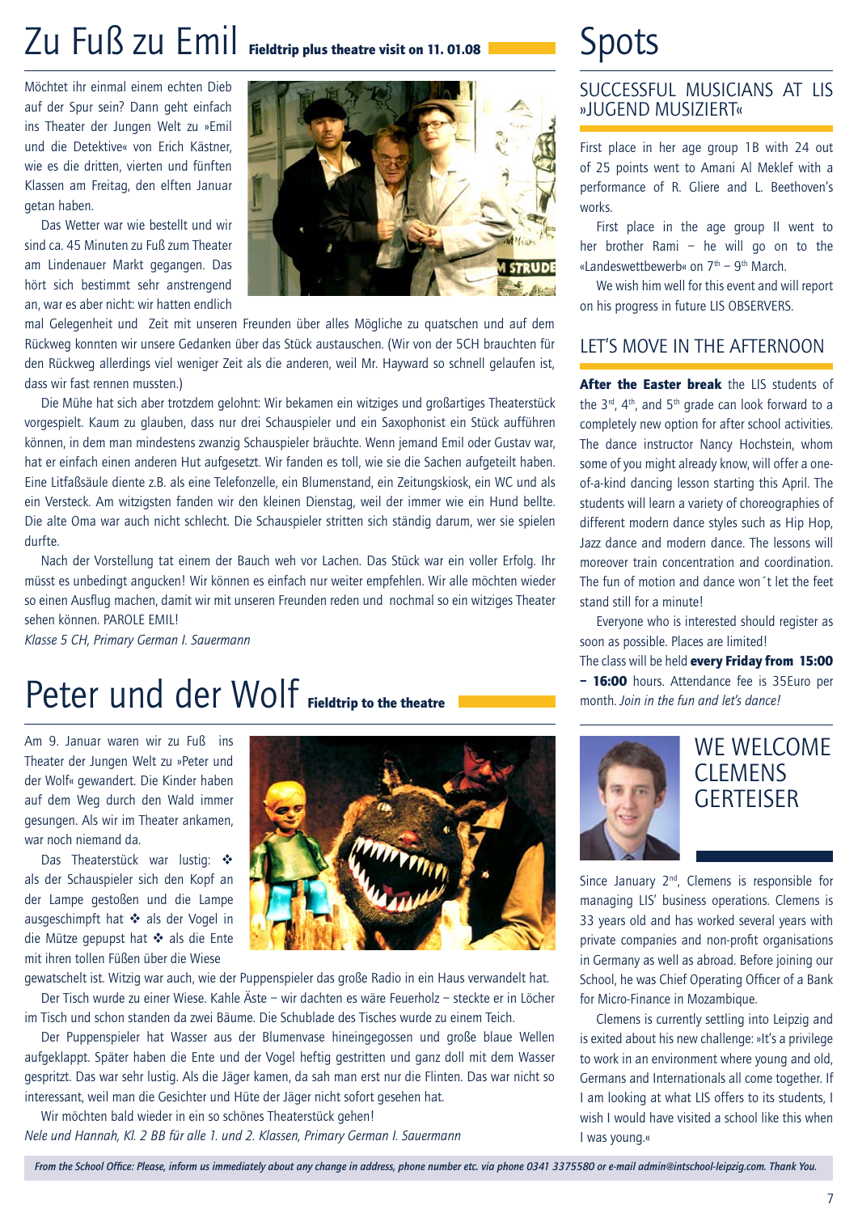# Zu Fuß zu Emil

**Fieldtrip plus theatre visit on 11. 01.08**

Möchtet ihr einmal einem echten Dieb auf der Spur sein? Dann geht einfach ins Theater der Jungen Welt zu »Emil und die Detektive« von Erich Kästner, wie es die dritten, vierten und fünften Klassen am Freitag, den elften Januar getan haben.

Das Wetter war wie bestellt und wir sind ca. 45 Minuten zu Fuß zum Theater am Lindenauer Markt gegangen. Das hört sich bestimmt sehr anstrengend an, war es aber nicht: wir hatten endlich mal Gelegenheit und Zeit mit unseren Freunden über alles Mögliche zu quatschen und auf dem Rückweg konnten wir unsere Gedanken über das Stück austauschen. (Wir von der 5CH brauchten für den Rückweg allerdings viel weniger Zeit als die anderen, weil Mr. Hayward so schnell gelaufen ist, dass wir fast rennen mussten.)

Die Mühe hat sich aber trotzdem gelohnt: Wir bekamen ein witziges und großartiges Theaterstück vorgespielt. Kaum zu glauben, dass nur drei Schauspieler und ein Saxophonist ein Stück aufführen können, in dem man mindestens zwanzig Schauspieler bräuchte. Wenn jemand Emil oder Gustav war, hat er einfach einen anderen Hut aufgesetzt. Wir fanden es toll, wie sie die Sachen aufgeteilt haben. Eine Litfaßsäule diente z.B. als eine Telefonzelle, ein Blumenstand, ein Zeitungskiosk, ein WC und als ein Versteck. Am witzigsten fanden wir den kleinen Dienstag, weil der immer wie ein Hund bellte. Die alte Oma war auch nicht schlecht. Die Schauspieler stritten sich ständig darum, wer sie spielen durfte.

Nach der Vorstellung tat einem der Bauch weh vor Lachen. Das Stück war ein voller Erfolg. Ihr müsst es unbedingt angucken! Wir können es einfach nur weiter empfehlen. Wir alle möchten wieder so einen Ausflug machen, damit wir mit unseren Freunden reden und nochmal so ein witziges Theater sehen können. PAROLE EMIL!

*Klasse 5 CH, Primary German I. Sauermann*

# Peter und der Wolf

**Fieldtrip to the theatre**

Am 9. Januar waren wir zu Fuß ins Theater der Jungen Welt zu »Peter und der Wolf« gewandert. Die Kinder haben auf dem Weg durch den Wald immer gesungen. Als wir im Theater ankamen, war noch niemand da.

Das Theaterstück war lustig: ❖ als der Schauspieler sich den Kopf an der Lampe gestoßen und die Lampe ausgeschimpft hat ❖ als der Vogel in die Mütze gepupst hat ❖ als die Ente mit ihren tollen Füßen über die Wiese gewatschelt ist. Witzig war auch, wie der Puppenspieler das große Radio in ein Haus verwandelt hat.

Der Tisch wurde zu einer Wiese. Kahle Äste – wir dachten es wäre Feuerholz – steckte er in Löcher im Tisch und schon standen da zwei Bäume. Die Schublade des Tisches wurde zu einem Teich.

Der Puppenspieler hat Wasser aus der Blumenvase hineingegossen und große blaue Wellen aufgeklappt. Später haben die Ente und der Vogel heftig gestritten und ganz doll mit dem Wasser gespritzt. Das war sehr lustig. Als die Jäger kamen, da sah man erst nur die Flinten. Das war nicht so interessant, weil man die Gesichter und Hüte der Jäger nicht sofort gesehen hat.

Wir möchten bald wieder in ein so schönes Theaterstück gehen!

*Nele und Hannah, Kl. 2 BB für alle 1. und 2. Klassen, Primary German I. Sauermann*

# Spots

## SUCCESSFUL MUSICIANS AT LIS »JUGEND MUSIZIERT«

First place in her age group 1B with 24 out of 25 points went to Amani Al Meklef with a performance of R. Gliere and L. Beethoven's works.

First place in the age group II went to her brother Rami – he will go on to the «Landeswettbewerb« on 7th – 9th March.

We wish him well for this event and will report on his progress in future LIS OBSERVERS.

## LET'S MOVE IN THE AFTERNOON

**After the Easter break** the LIS students of the 3rd, 4th, and 5th grade can look forward to a completely new option for after school activities. The dance instructor Nancy Hochstein, whom some of you might already know, will offer a one-of-a-kind dancing lesson starting this April. The students will learn a variety of choreographies of different modern dance styles such as Hip Hop, Jazz dance and modern dance. The lessons will moreover train concentration and coordination. The fun of motion and dance won´t let the feet stand still for a minute!

Everyone who is interested should register as soon as possible. Places are limited!

The class will be held **every Friday from 15:00 – 16:00** hours. Attendance fee is 35Euro per month. *Join in the fun and let's dance!*

## WE WELCOME CLEMENS GERTEISER

Since January 2nd, Clemens is responsible for managing LIS' business operations. Clemens is 33 years old and has worked several years with private companies and non-profit organisations in Germany as well as abroad. Before joining our School, he was Chief Operating Officer of a Bank for Micro-Finance in Mozambique.

Clemens is currently settling into Leipzig and is exited about his new challenge: »It's a privilege to work in an environment where young and old, Germans and Internationals all come together. If I am looking at what LIS offers to its students, I wish I would have visited a school like this when I was young.«

*From the School Office: Please, inform us immediately about any change in address, phone number etc. via phone 0341 3375580 or e-mail admin@intschool-leipzig.com. Thank You.*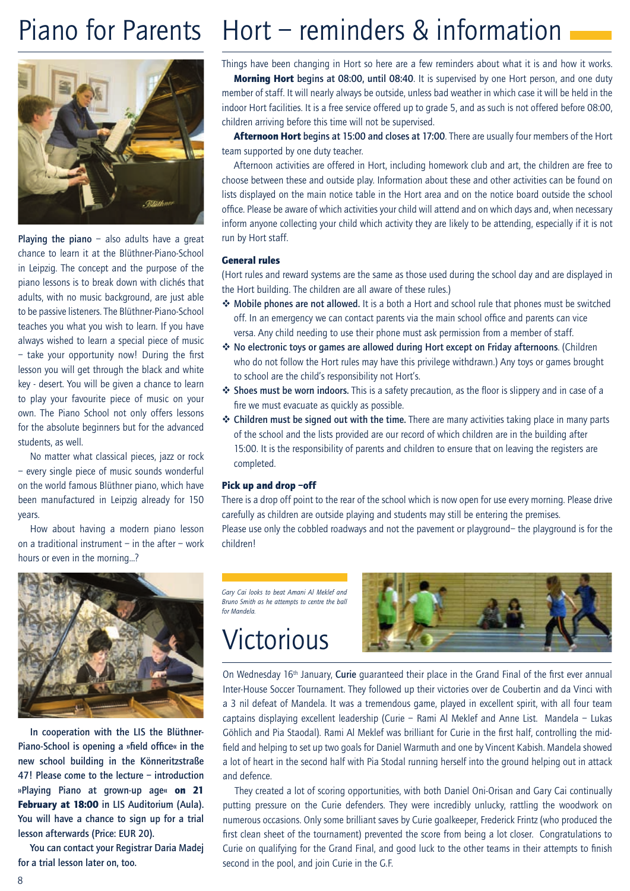# Piano for Parents

**Playing the piano** – also adults have a great chance to learn it at the Blüthner-Piano-School in Leipzig. The concept and the purpose of the piano lessons is to break down with clichés that adults, with no music background, are just able to be passive listeners. The Blüthner-Piano-School teaches you what you wish to learn. If you have always wished to learn a special piece of music – take your opportunity now! During the first lesson you will get through the black and white key - desert. You will be given a chance to learn to play your favourite piece of music on your own. The Piano School not only offers lessons for the absolute beginners but for the advanced students, as well.

No matter what classical pieces, jazz or rock – every single piece of music sounds wonderful on the world famous Blüthner piano, which have been manufactured in Leipzig already for 150 years.

How about having a modern piano lesson on a traditional instrument – in the after – work hours or even in the morning...?

**In cooperation with the LIS the Blüthner-Piano-School is opening a »field office« in the new school building in the Könneritzstraße 47! Please come to the lecture – introduction »Playing Piano at grown-up age« on 21 February at 18:00 in LIS Auditorium (Aula). You will have a chance to sign up for a trial lesson afterwards (Price: EUR 20).**

**You can contact your Registrar Daria Madej for a trial lesson later on, too.**

# Hort – reminders & information

Things have been changing in Hort so here are a few reminders about what it is and how it works.

**Morning Hort** begins at 08:00, until 08:40. It is supervised by one Hort person, and one duty member of staff. It will nearly always be outside, unless bad weather in which case it will be held in the indoor Hort facilities. It is a free service offered up to grade 5, and as such is not offered before 08:00, children arriving before this time will not be supervised.

**Afternoon Hort** begins at 15:00 and closes at 17:00. There are usually four members of the Hort team supported by one duty teacher.

Afternoon activities are offered in Hort, including homework club and art, the children are free to choose between these and outside play. Information about these and other activities can be found on lists displayed on the main notice table in the Hort area and on the notice board outside the school office. Please be aware of which activities your child will attend and on which days and, when necessary inform anyone collecting your child which activity they are likely to be attending, especially if it is not run by Hort staff.

### General rules

(Hort rules and reward systems are the same as those used during the school day and are displayed in the Hort building. The children are all aware of these rules.)

- **Mobile phones are not allowed.** It is a both a Hort and school rule that phones must be switched off. In an emergency we can contact parents via the main school office and parents can vice versa. Any child needing to use their phone must ask permission from a member of staff.
- **No electronic toys or games are allowed during Hort except on Friday afternoons**. (Children who do not follow the Hort rules may have this privilege withdrawn.) Any toys or games brought to school are the child's responsibility not Hort's.
- **Shoes must be worn indoors.** This is a safety precaution, as the floor is slippery and in case of a fire we must evacuate as quickly as possible.
- **Children must be signed out with the time.** There are many activities taking place in many parts of the school and the lists provided are our record of which children are in the building after 15:00. It is the responsibility of parents and children to ensure that on leaving the registers are completed.

### Pick up and drop –off

There is a drop off point to the rear of the school which is now open for use every morning. Please drive carefully as children are outside playing and students may still be entering the premises.

Please use only the cobbled roadways and not the pavement or playground– the playground is for the children!

*Gary Cai looks to beat Amani Al Meklef and Bruno Smith as he attempts to centre the ball for Mandela.*

# Victorious

On Wednesday 16th January, **Curie** guaranteed their place in the Grand Final of the first ever annual Inter-House Soccer Tournament. They followed up their victories over de Coubertin and da Vinci with a 3 nil defeat of Mandela. It was a tremendous game, played in excellent spirit, with all four team captains displaying excellent leadership (Curie – Rami Al Meklef and Anne List. Mandela – Lukas Göhlich and Pia Staodal). Rami Al Meklef was brilliant for Curie in the first half, controlling the mid-field and helping to set up two goals for Daniel Warmuth and one by Vincent Kabish. Mandela showed a lot of heart in the second half with Pia Stodal running herself into the ground helping out in attack and defence.

They created a lot of scoring opportunities, with both Daniel Oni-Orisan and Gary Cai continually putting pressure on the Curie defenders. They were incredibly unlucky, rattling the woodwork on numerous occasions. Only some brilliant saves by Curie goalkeeper, Frederick Fritz (who produced the first clean sheet of the tournament) prevented the score from being a lot closer. Congratulations to Curie on qualifying for the Grand Final, and good luck to the other teams in their attempts to finish second in the pool, and join Curie in the G.F.